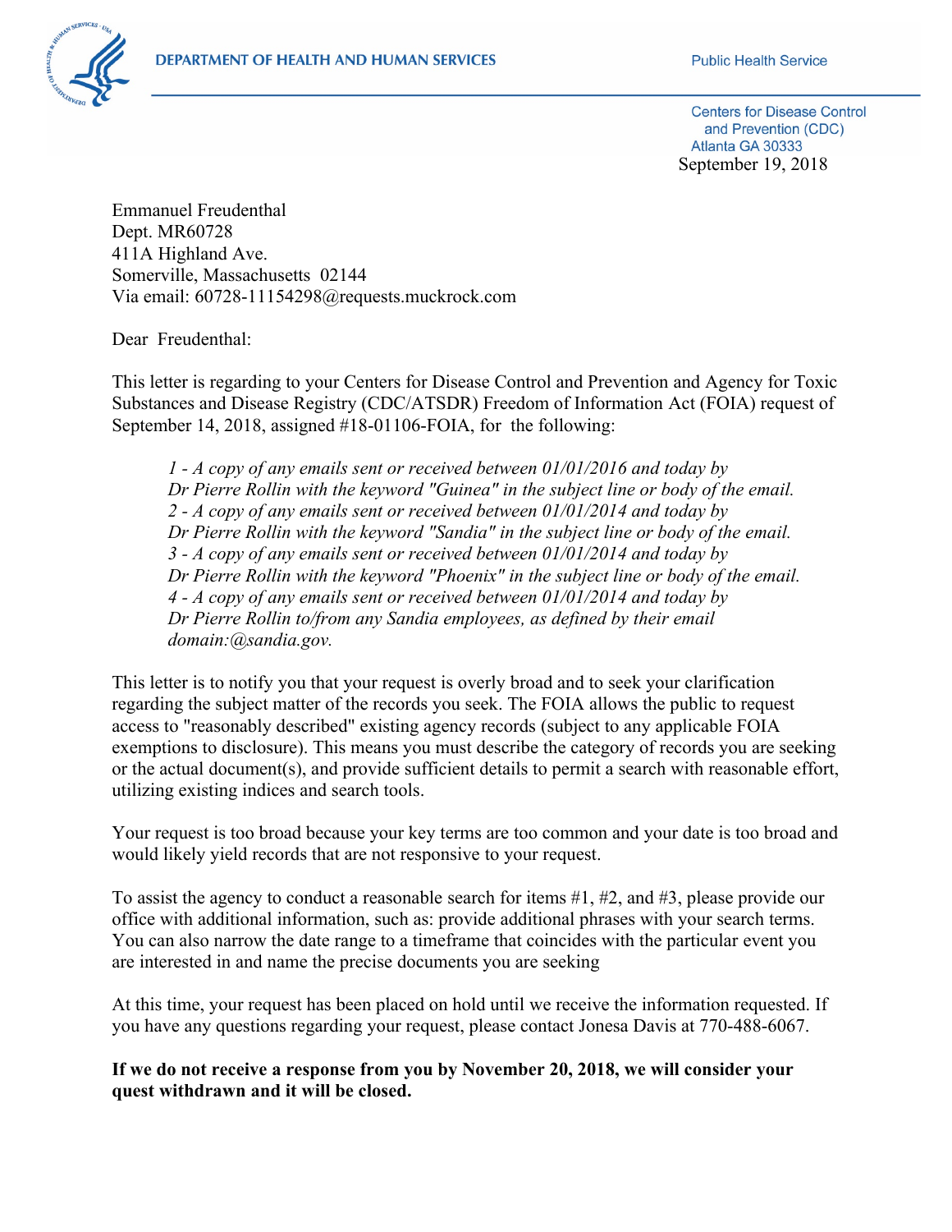DEPARTMENT OF HEALTH AND HUMAN SERVICES

Public Health Service

Centers for Disease Control
and Prevention (CDC)
Atlanta GA 30333

September 19, 2018

Emmanuel Freudenthal
Dept. MR60728
411A Highland Ave.
Somerville, Massachusetts 02144
Via email: 60728-11154298@requests.muckrock.com

Dear Freudenthal:

This letter is regarding to your Centers for Disease Control and Prevention and Agency for Toxic Substances and Disease Registry (CDC/ATSDR) Freedom of Information Act (FOIA) request of September 14, 2018, assigned #18-01106-FOIA, for the following:

> *1 - A copy of any emails sent or received between 01/01/2016 and today by Dr Pierre Rollin with the keyword "Guinea" in the subject line or body of the email.*
> *2 - A copy of any emails sent or received between 01/01/2014 and today by Dr Pierre Rollin with the keyword "Sandia" in the subject line or body of the email.*
> *3 - A copy of any emails sent or received between 01/01/2014 and today by Dr Pierre Rollin with the keyword "Phoenix" in the subject line or body of the email.*
> *4 - A copy of any emails sent or received between 01/01/2014 and today by Dr Pierre Rollin to/from any Sandia employees, as defined by their email domain:@sandia.gov.*

This letter is to notify you that your request is overly broad and to seek your clarification regarding the subject matter of the records you seek. The FOIA allows the public to request access to "reasonably described" existing agency records (subject to any applicable FOIA exemptions to disclosure). This means you must describe the category of records you are seeking or the actual document(s), and provide sufficient details to permit a search with reasonable effort, utilizing existing indices and search tools.

Your request is too broad because your key terms are too common and your date is too broad and would likely yield records that are not responsive to your request.

To assist the agency to conduct a reasonable search for items #1, #2, and #3, please provide our office with additional information, such as: provide additional phrases with your search terms. You can also narrow the date range to a timeframe that coincides with the particular event you are interested in and name the precise documents you are seeking

At this time, your request has been placed on hold until we receive the information requested. If you have any questions regarding your request, please contact Jonesa Davis at 770-488-6067.

**If we do not receive a response from you by November 20, 2018, we will consider your quest withdrawn and it will be closed.**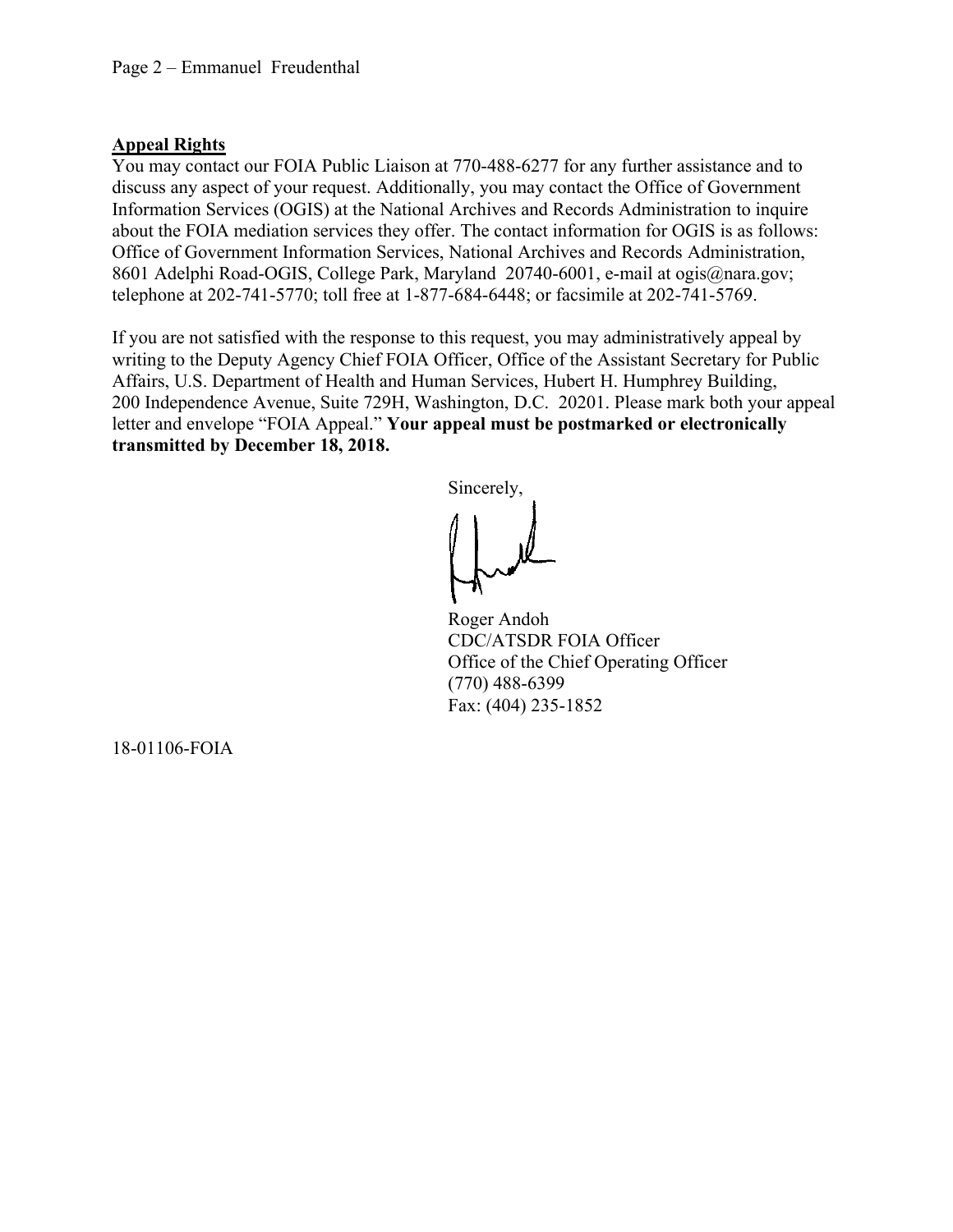**Appeal Rights**

You may contact our FOIA Public Liaison at 770-488-6277 for any further assistance and to discuss any aspect of your request. Additionally, you may contact the Office of Government Information Services (OGIS) at the National Archives and Records Administration to inquire about the FOIA mediation services they offer. The contact information for OGIS is as follows: Office of Government Information Services, National Archives and Records Administration, 8601 Adelphi Road-OGIS, College Park, Maryland 20740-6001, e-mail at ogis@nara.gov; telephone at 202-741-5770; toll free at 1-877-684-6448; or facsimile at 202-741-5769.

If you are not satisfied with the response to this request, you may administratively appeal by writing to the Deputy Agency Chief FOIA Officer, Office of the Assistant Secretary for Public Affairs, U.S. Department of Health and Human Services, Hubert H. Humphrey Building, 200 Independence Avenue, Suite 729H, Washington, D.C. 20201. Please mark both your appeal letter and envelope "FOIA Appeal." **Your appeal must be postmarked or electronically transmitted by December 18, 2018.**

Sincerely,

Roger Andoh
CDC/ATSDR FOIA Officer
Office of the Chief Operating Officer
(770) 488-6399
Fax: (404) 235-1852

18-01106-FOIA